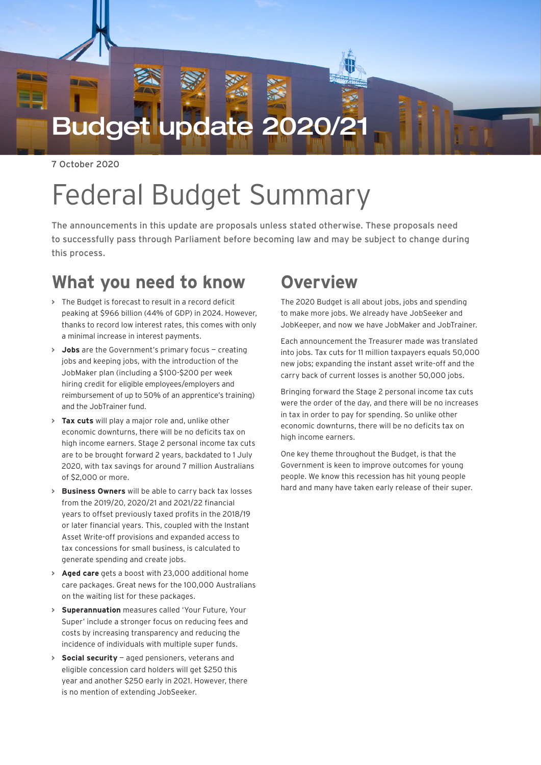# Budget update 2020/21

7 October 2020

# Federal Budget Summary

The announcements in this update are proposals unless stated otherwise. These proposals need to successfully pass through Parliament before becoming law and may be subject to change during this process.

## What you need to know

- The Budget is forecast to result in a record deficit peaking at $966 billion (44% of GDP) in 2024. However, thanks to record low interest rates, this comes with only a minimal increase in interest payments.
- **Jobs** are the Government's primary focus – creating jobs and keeping jobs, with the introduction of the JobMaker plan (including a $100-$200 per week hiring credit for eligible employees/employers and reimbursement of up to 50% of an apprentice's training) and the JobTrainer fund.
- **Tax cuts** will play a major role and, unlike other economic downturns, there will be no deficits tax on high income earners. Stage 2 personal income tax cuts are to be brought forward 2 years, backdated to 1 July 2020, with tax savings for around 7 million Australians of $2,000 or more.
- **Business Owners** will be able to carry back tax losses from the 2019/20, 2020/21 and 2021/22 financial years to offset previously taxed profits in the 2018/19 or later financial years. This, coupled with the Instant Asset Write-off provisions and expanded access to tax concessions for small business, is calculated to generate spending and create jobs.
- **Aged care** gets a boost with 23,000 additional home care packages. Great news for the 100,000 Australians on the waiting list for these packages.
- **Superannuation** measures called 'Your Future, Your Super' include a stronger focus on reducing fees and costs by increasing transparency and reducing the incidence of individuals with multiple super funds.
- **Social security** – aged pensioners, veterans and eligible concession card holders will get $250 this year and another $250 early in 2021. However, there is no mention of extending JobSeeker.

## Overview

The 2020 Budget is all about jobs, jobs and spending to make more jobs. We already have JobSeeker and JobKeeper, and now we have JobMaker and JobTrainer.

Each announcement the Treasurer made was translated into jobs. Tax cuts for 11 million taxpayers equals 50,000 new jobs; expanding the instant asset write-off and the carry back of current losses is another 50,000 jobs.

Bringing forward the Stage 2 personal income tax cuts were the order of the day, and there will be no increases in tax in order to pay for spending. So unlike other economic downturns, there will be no deficits tax on high income earners.

One key theme throughout the Budget, is that the Government is keen to improve outcomes for young people. We know this recession has hit young people hard and many have taken early release of their super.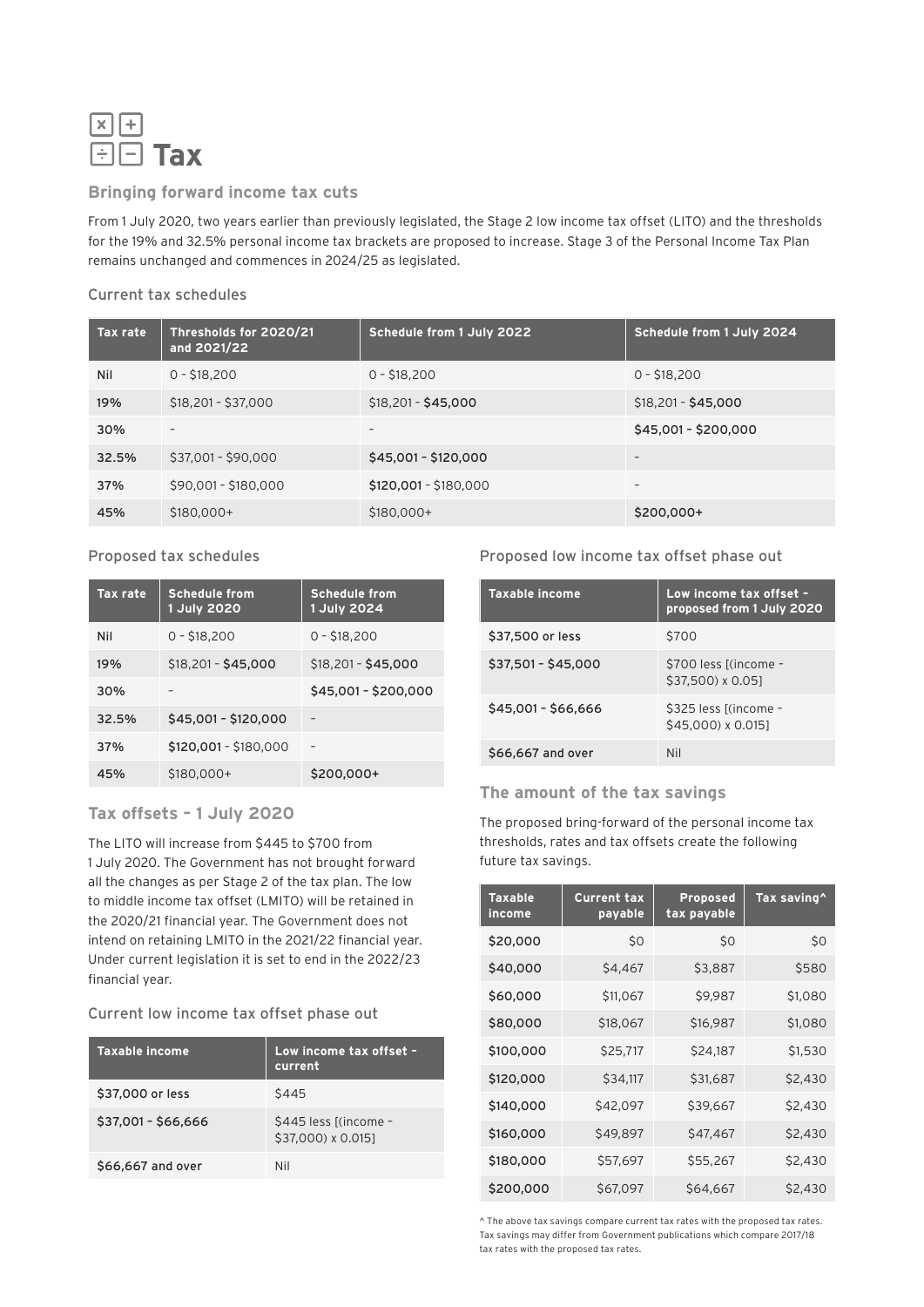// Tax

## Bringing forward income tax cuts

From 1 July 2020, two years earlier than previously legislated, the Stage 2 low income tax offset (LITO) and the thresholds for the 19% and 32.5% personal income tax brackets are proposed to increase. Stage 3 of the Personal Income Tax Plan remains unchanged and commences in 2024/25 as legislated.

### Current tax schedules

| Tax rate | Thresholds for 2020/21 and 2021/22 | Schedule from 1 July 2022 | Schedule from 1 July 2024 |
|---|---|---|---|
| Nil | 0 - $18,200 | 0 - $18,200 | 0 - $18,200 |
| 19% | $18,201 - $37,000 | $18,201 - **$45,000** | $18,201 - **$45,000** |
| 30% | – | – | **$45,001 - $200,000** |
| 32.5% | $37,001 - $90,000 | **$45,001 - $120,000** | – |
| 37% | $90,001 - $180,000 | **$120,001** - $180,000 | – |
| 45% | $180,000+ | $180,000+ | **$200,000+** |

### Proposed tax schedules

| Tax rate | Schedule from 1 July 2020 | Schedule from 1 July 2024 |
|---|---|---|
| Nil | 0 - $18,200 | 0 - $18,200 |
| 19% | $18,201 - **$45,000** | $18,201 - **$45,000** |
| 30% | – | **$45,001 - $200,000** |
| 32.5% | **$45,001 - $120,000** | – |
| 37% | **$120,001** - $180,000 | – |
| 45% | $180,000+ | **$200,000+** |

## Tax offsets – 1 July 2020

The LITO will increase from $445 to $700 from 1 July 2020. The Government has not brought forward all the changes as per Stage 2 of the tax plan. The low to middle income tax offset (LMITO) will be retained in the 2020/21 financial year. The Government does not intend on retaining LMITO in the 2021/22 financial year. Under current legislation it is set to end in the 2022/23 financial year.

### Current low income tax offset phase out

| Taxable income | Low income tax offset – current |
|---|---|
| $37,000 or less | $445 |
| $37,001 - $66,666 | $445 less [(income - $37,000) x 0.015] |
| $66,667 and over | Nil |

### Proposed low income tax offset phase out

| Taxable income | Low income tax offset – proposed from 1 July 2020 |
|---|---|
| $37,500 or less | $700 |
| $37,501 - $45,000 | $700 less [(income - $37,500) x 0.05] |
| $45,001 - $66,666 | $325 less [(income - $45,000) x 0.015] |
| $66,667 and over | Nil |

## The amount of the tax savings

The proposed bring-forward of the personal income tax thresholds, rates and tax offsets create the following future tax savings.

| Taxable income | Current tax payable | Proposed tax payable | Tax saving^ |
|---|---|---|---|
| $20,000 | $0 | $0 | $0 |
| $40,000 | $4,467 | $3,887 | $580 |
| $60,000 | $11,067 | $9,987 | $1,080 |
| $80,000 | $18,067 | $16,987 | $1,080 |
| $100,000 | $25,717 | $24,187 | $1,530 |
| $120,000 | $34,117 | $31,687 | $2,430 |
| $140,000 | $42,097 | $39,667 | $2,430 |
| $160,000 | $49,897 | $47,467 | $2,430 |
| $180,000 | $57,697 | $55,267 | $2,430 |
| $200,000 | $67,097 | $64,667 | $2,430 |

^ The above tax savings compare current tax rates with the proposed tax rates. Tax savings may differ from Government publications which compare 2017/18 tax rates with the proposed tax rates.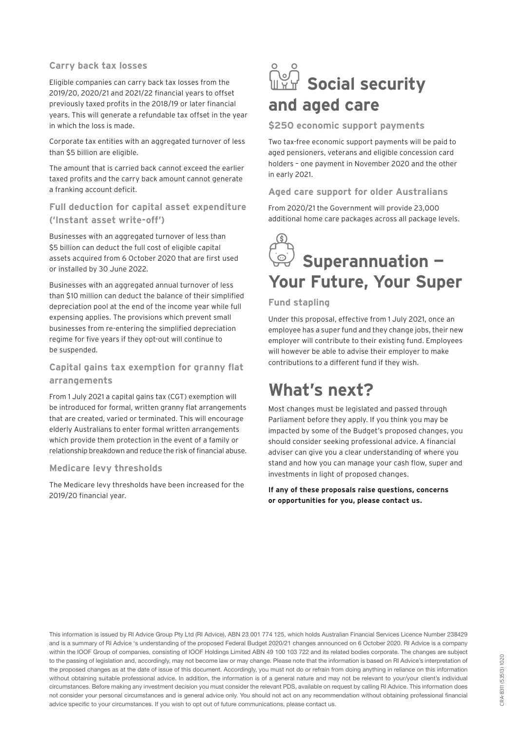### Carry back tax losses

Eligible companies can carry back tax losses from the 2019/20, 2020/21 and 2021/22 financial years to offset previously taxed profits in the 2018/19 or later financial years. This will generate a refundable tax offset in the year in which the loss is made.

Corporate tax entities with an aggregated turnover of less than $5 billion are eligible.

The amount that is carried back cannot exceed the earlier taxed profits and the carry back amount cannot generate a franking account deficit.

### Full deduction for capital asset expenditure ('Instant asset write-off')

Businesses with an aggregated turnover of less than $5 billion can deduct the full cost of eligible capital assets acquired from 6 October 2020 that are first used or installed by 30 June 2022.

Businesses with an aggregated annual turnover of less than $10 million can deduct the balance of their simplified depreciation pool at the end of the income year while full expensing applies. The provisions which prevent small businesses from re-entering the simplified depreciation regime for five years if they opt-out will continue to be suspended.

### Capital gains tax exemption for granny flat arrangements

From 1 July 2021 a capital gains tax (CGT) exemption will be introduced for formal, written granny flat arrangements that are created, varied or terminated. This will encourage elderly Australians to enter formal written arrangements which provide them protection in the event of a family or relationship breakdown and reduce the risk of financial abuse.

### Medicare levy thresholds

The Medicare levy thresholds have been increased for the 2019/20 financial year.

## Social security and aged care

### $250 economic support payments

Two tax-free economic support payments will be paid to aged pensioners, veterans and eligible concession card holders – one payment in November 2020 and the other in early 2021.

### Aged care support for older Australians

From 2020/21 the Government will provide 23,000 additional home care packages across all package levels.

## Superannuation – Your Future, Your Super

### Fund stapling

Under this proposal, effective from 1 July 2021, once an employee has a super fund and they change jobs, their new employer will contribute to their existing fund. Employees will however be able to advise their employer to make contributions to a different fund if they wish.

## What's next?

Most changes must be legislated and passed through Parliament before they apply. If you think you may be impacted by some of the Budget's proposed changes, you should consider seeking professional advice. A financial adviser can give you a clear understanding of where you stand and how you can manage your cash flow, super and investments in light of proposed changes.

**If any of these proposals raise questions, concerns or opportunities for you, please contact us.**

This information is issued by RI Advice Group Pty Ltd (RI Advice), ABN 23 001 774 125, which holds Australian Financial Services Licence Number 238429 and is a summary of RI Advice 's understanding of the proposed Federal Budget 2020/21 changes announced on 6 October 2020. RI Advice is a company within the IOOF Group of companies, consisting of IOOF Holdings Limited ABN 49 100 103 722 and its related bodies corporate. The changes are subject to the passing of legislation and, accordingly, may not become law or may change. Please note that the information is based on RI Advice's interpretation of the proposed changes as at the date of issue of this document. Accordingly, you must not do or refrain from doing anything in reliance on this information without obtaining suitable professional advice. In addition, the information is of a general nature and may not be relevant to your/your client's individual circumstances. Before making any investment decision you must consider the relevant PDS, available on request by calling RI Advice. This information does not consider your personal circumstances and is general advice only. You should not act on any recommendation without obtaining professional financial advice specific to your circumstances. If you wish to opt out of future communications, please contact us.

CRA-8311 (53513) 1020